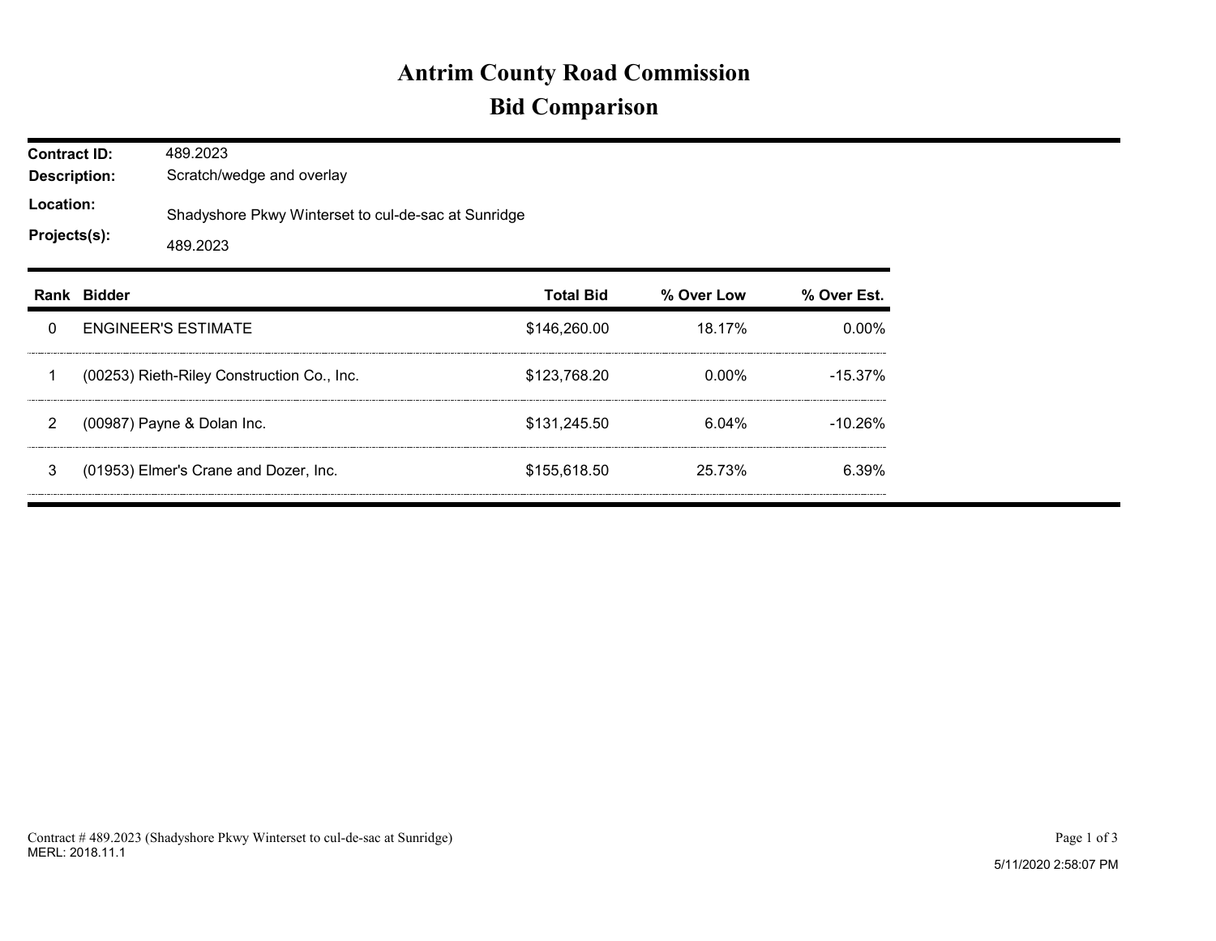# Antrim County Road Commission
## Bid Comparison

**Contract ID:** 489.2023
**Description:** Scratch/wedge and overlay
**Location:** Shadyshore Pkwy Winterset to cul-de-sac at Sunridge
**Projects(s):** 489.2023

| Rank | Bidder | Total Bid | % Over Low | % Over Est. |
|---|---|---|---|---|
| 0 | ENGINEER'S ESTIMATE | $146,260.00 | 18.17% | 0.00% |
| 1 | (00253) Rieth-Riley Construction Co., Inc. | $123,768.20 | 0.00% | -15.37% |
| 2 | (00987) Payne & Dolan Inc. | $131,245.50 | 6.04% | -10.26% |
| 3 | (01953) Elmer's Crane and Dozer, Inc. | $155,618.50 | 25.73% | 6.39% |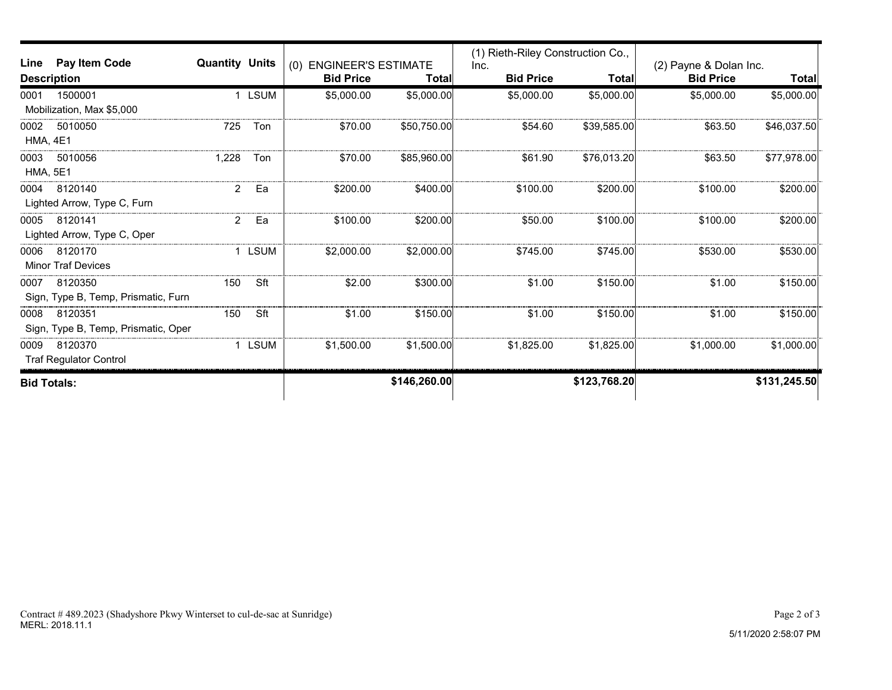| Line | Pay Item Code / Description | Quantity | Units | (0) ENGINEER'S ESTIMATE Bid Price | Total | (1) Rieth-Riley Construction Co., Inc. Bid Price | Total | (2) Payne & Dolan Inc. Bid Price | Total |
|---|---|---|---|---|---|---|---|---|---|
| 0001 | 1500001 Mobilization, Max $5,000 | 1 | LSUM | $5,000.00 | $5,000.00 | $5,000.00 | $5,000.00 | $5,000.00 | $5,000.00 |
| 0002 | 5010050 HMA, 4E1 | 725 | Ton | $70.00 | $50,750.00 | $54.60 | $39,585.00 | $63.50 | $46,037.50 |
| 0003 | 5010056 HMA, 5E1 | 1,228 | Ton | $70.00 | $85,960.00 | $61.90 | $76,013.20 | $63.50 | $77,978.00 |
| 0004 | 8120140 Lighted Arrow, Type C, Furn | 2 | Ea | $200.00 | $400.00 | $100.00 | $200.00 | $100.00 | $200.00 |
| 0005 | 8120141 Lighted Arrow, Type C, Oper | 2 | Ea | $100.00 | $200.00 | $50.00 | $100.00 | $100.00 | $200.00 |
| 0006 | 8120170 Minor Traf Devices | 1 | LSUM | $2,000.00 | $2,000.00 | $745.00 | $745.00 | $530.00 | $530.00 |
| 0007 | 8120350 Sign, Type B, Temp, Prismatic, Furn | 150 | Sft | $2.00 | $300.00 | $1.00 | $150.00 | $1.00 | $150.00 |
| 0008 | 8120351 Sign, Type B, Temp, Prismatic, Oper | 150 | Sft | $1.00 | $150.00 | $1.00 | $150.00 | $1.00 | $150.00 |
| 0009 | 8120370 Traf Regulator Control | 1 | LSUM | $1,500.00 | $1,500.00 | $1,825.00 | $1,825.00 | $1,000.00 | $1,000.00 |
| **Bid Totals:** | | | | | **$146,260.00** | | **$123,768.20** | | **$131,245.50** |

Contract # 489.2023 (Shadyshore Pkwy Winterset to cul-de-sac at Sunridge)
MERL: 2018.11.1

5/11/2020 2:58:07 PM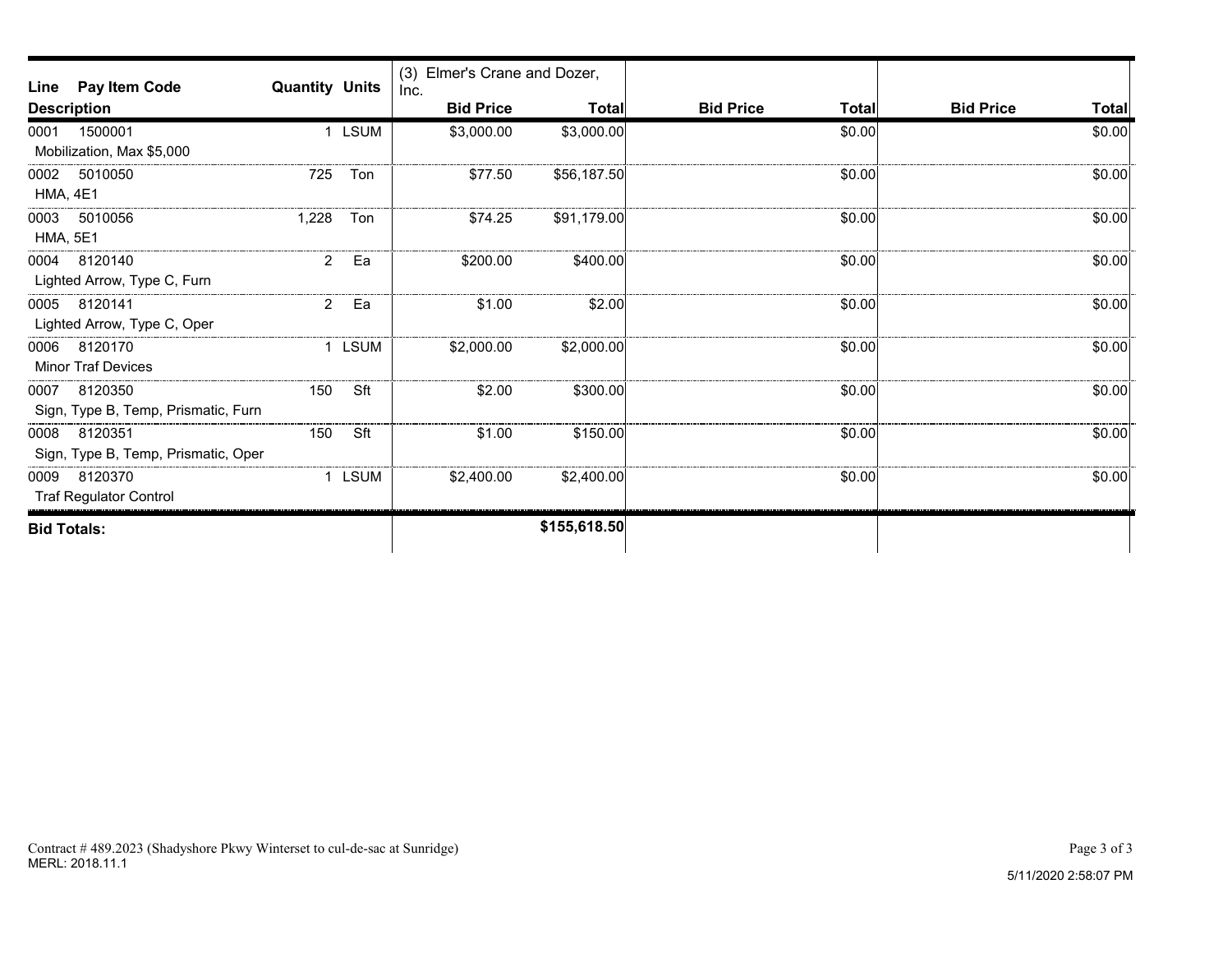| Line Pay Item Code Description | Quantity | Units | (3) Elmer's Crane and Dozer, Inc. Bid Price | Total | Bid Price | Total | Bid Price | Total |
|---|---|---|---|---|---|---|---|---|
| 0001 1500001 Mobilization, Max $5,000 | 1 | LSUM | $3,000.00 | $3,000.00 | | $0.00 | | $0.00 |
| 0002 5010050 HMA, 4E1 | 725 | Ton | $77.50 | $56,187.50 | | $0.00 | | $0.00 |
| 0003 5010056 HMA, 5E1 | 1,228 | Ton | $74.25 | $91,179.00 | | $0.00 | | $0.00 |
| 0004 8120140 Lighted Arrow, Type C, Furn | 2 | Ea | $200.00 | $400.00 | | $0.00 | | $0.00 |
| 0005 8120141 Lighted Arrow, Type C, Oper | 2 | Ea | $1.00 | $2.00 | | $0.00 | | $0.00 |
| 0006 8120170 Minor Traf Devices | 1 | LSUM | $2,000.00 | $2,000.00 | | $0.00 | | $0.00 |
| 0007 8120350 Sign, Type B, Temp, Prismatic, Furn | 150 | Sft | $2.00 | $300.00 | | $0.00 | | $0.00 |
| 0008 8120351 Sign, Type B, Temp, Prismatic, Oper | 150 | Sft | $1.00 | $150.00 | | $0.00 | | $0.00 |
| 0009 8120370 Traf Regulator Control | 1 | LSUM | $2,400.00 | $2,400.00 | | $0.00 | | $0.00 |
| **Bid Totals:** | | | | **$155,618.50** | | | | |

Contract # 489.2023 (Shadyshore Pkwy Winterset to cul-de-sac at Sunridge)
MERL: 2018.11.1

5/11/2020 2:58:07 PM